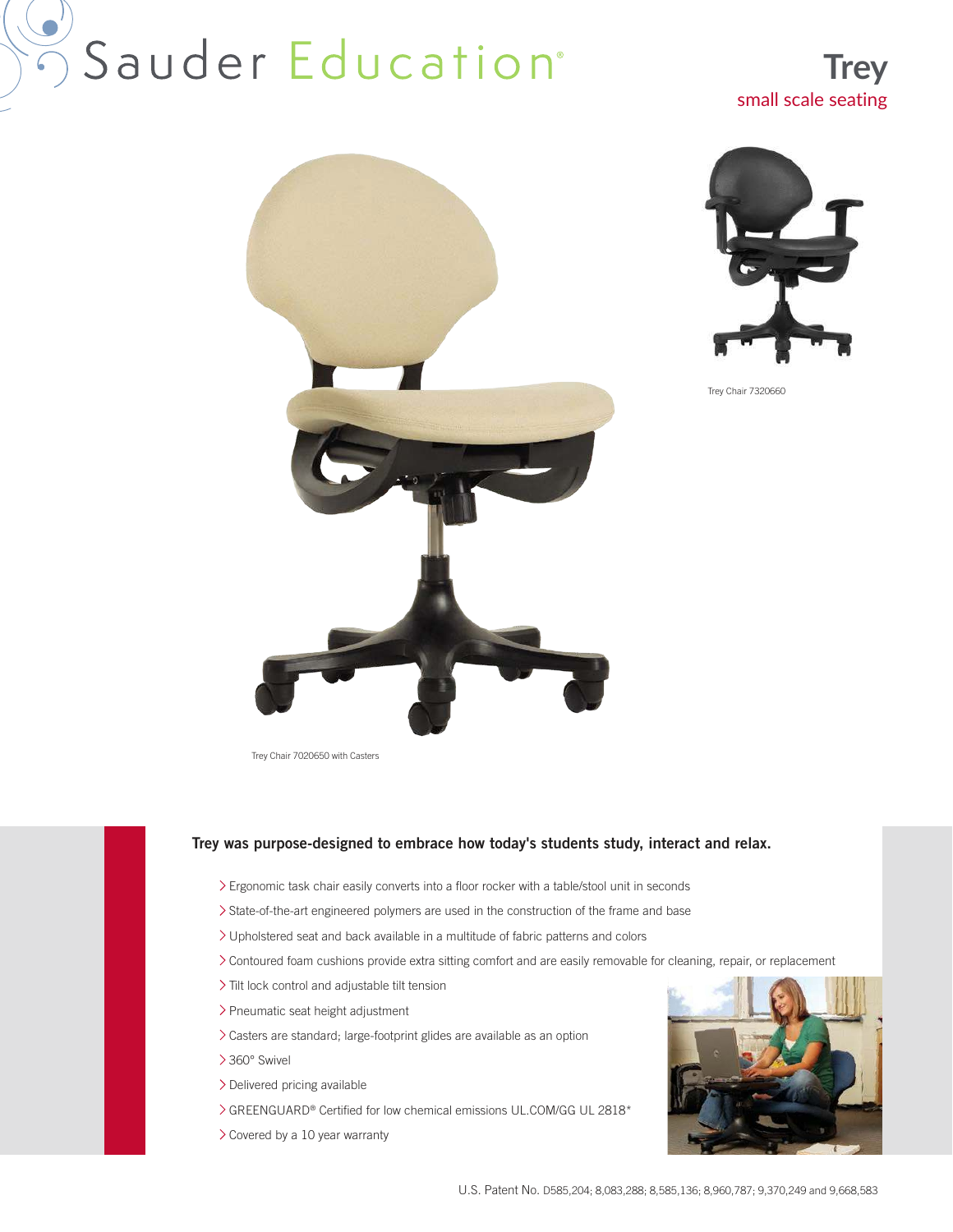# Sauder Education®

## Trey

small scale seating

Trey Chair 7020650 with Casters

Trey Chair 7320660

**Trey was purpose-designed to embrace how today's students study, interact and relax.**

- Ergonomic task chair easily converts into a floor rocker with a table/stool unit in seconds
- State-of-the-art engineered polymers are used in the construction of the frame and base
- Upholstered seat and back available in a multitude of fabric patterns and colors
- Contoured foam cushions provide extra sitting comfort and are easily removable for cleaning, repair, or replacement
- Tilt lock control and adjustable tilt tension
- Pneumatic seat height adjustment
- Casters are standard; large-footprint glides are available as an option
- 360° Swivel
- Delivered pricing available
- GREENGUARD® Certified for low chemical emissions UL.COM/GG UL 2818*
- Covered by a 10 year warranty

U.S. Patent No. D585,204; 8,083,288; 8,585,136; 8,960,787; 9,370,249 and 9,668,583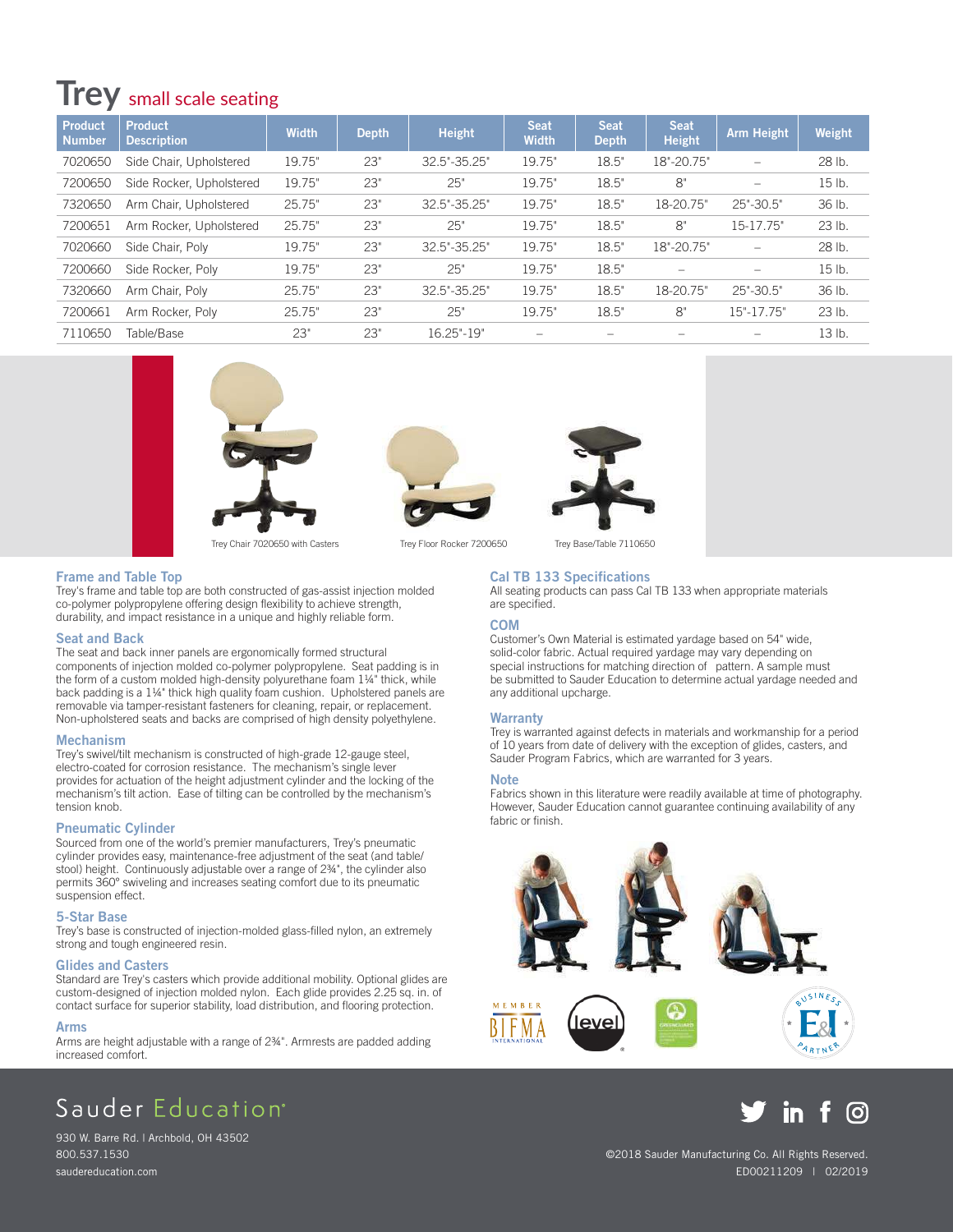# Trey small scale seating

| Product Number | Product Description | Width | Depth | Height | Seat Width | Seat Depth | Seat Height | Arm Height | Weight |
|---|---|---|---|---|---|---|---|---|---|
| 7020650 | Side Chair, Upholstered | 19.75" | 23" | 32.5"-35.25" | 19.75" | 18.5" | 18"-20.75" | – | 28 lb. |
| 7200650 | Side Rocker, Upholstered | 19.75" | 23" | 25" | 19.75" | 18.5" | 8" | – | 15 lb. |
| 7320650 | Arm Chair, Upholstered | 25.75" | 23" | 32.5"-35.25" | 19.75" | 18.5" | 18-20.75" | 25"-30.5" | 36 lb. |
| 7200651 | Arm Rocker, Upholstered | 25.75" | 23" | 25" | 19.75" | 18.5" | 8" | 15-17.75" | 23 lb. |
| 7020660 | Side Chair, Poly | 19.75" | 23" | 32.5"-35.25" | 19.75" | 18.5" | 18"-20.75" | – | 28 lb. |
| 7200660 | Side Rocker, Poly | 19.75" | 23" | 25" | 19.75" | 18.5" | – | – | 15 lb. |
| 7320660 | Arm Chair, Poly | 25.75" | 23" | 32.5"-35.25" | 19.75" | 18.5" | 18-20.75" | 25"-30.5" | 36 lb. |
| 7200661 | Arm Rocker, Poly | 25.75" | 23" | 25" | 19.75" | 18.5" | 8" | 15"-17.75" | 23 lb. |
| 7110650 | Table/Base | 23" | 23" | 16.25"-19" | – | – | – | – | 13 lb. |

Trey Chair 7020650 with Casters

Trey Floor Rocker 7200650

Trey Base/Table 7110650

### Frame and Table Top

Trey's frame and table top are both constructed of gas-assist injection molded co-polymer polypropylene offering design flexibility to achieve strength, durability, and impact resistance in a unique and highly reliable form.

### Seat and Back

The seat and back inner panels are ergonomically formed structural components of injection molded co-polymer polypropylene. Seat padding is in the form of a custom molded high-density polyurethane foam 1¼" thick, while back padding is a 1¼" thick high quality foam cushion. Upholstered panels are removable via tamper-resistant fasteners for cleaning, repair, or replacement. Non-upholstered seats and backs are comprised of high density polyethylene.

### Mechanism

Trey's swivel/tilt mechanism is constructed of high-grade 12-gauge steel, electro-coated for corrosion resistance. The mechanism's single lever provides for actuation of the height adjustment cylinder and the locking of the mechanism's tilt action. Ease of tilting can be controlled by the mechanism's tension knob.

### Pneumatic Cylinder

Sourced from one of the world's premier manufacturers, Trey's pneumatic cylinder provides easy, maintenance-free adjustment of the seat (and table/stool) height. Continuously adjustable over a range of 2¾", the cylinder also permits 360° swiveling and increases seating comfort due to its pneumatic suspension effect.

### 5-Star Base

Trey's base is constructed of injection-molded glass-filled nylon, an extremely strong and tough engineered resin.

### Glides and Casters

Standard are Trey's casters which provide additional mobility. Optional glides are custom-designed of injection molded nylon. Each glide provides 2.25 sq. in. of contact surface for superior stability, load distribution, and flooring protection.

### Arms

Arms are height adjustable with a range of 2¾". Armrests are padded adding increased comfort.

### Cal TB 133 Specifications

All seating products can pass Cal TB 133 when appropriate materials are specified.

### COM

Customer's Own Material is estimated yardage based on 54" wide, solid-color fabric. Actual required yardage may vary depending on special instructions for matching direction of pattern. A sample must be submitted to Sauder Education to determine actual yardage needed and any additional upcharge.

### Warranty

Trey is warranted against defects in materials and workmanship for a period of 10 years from date of delivery with the exception of glides, casters, and Sauder Program Fabrics, which are warranted for 3 years.

### Note

Fabrics shown in this literature were readily available at time of photography. However, Sauder Education cannot guarantee continuing availability of any fabric or finish.

MEMBER BIFMA INTERNATIONAL

level

BUSINESS E&I PARTNER

Sauder Education

930 W. Barre Rd. | Archbold, OH 43502
800.537.1530
saudereducation.com

©2018 Sauder Manufacturing Co. All Rights Reserved.
ED00211209 | 02/2019